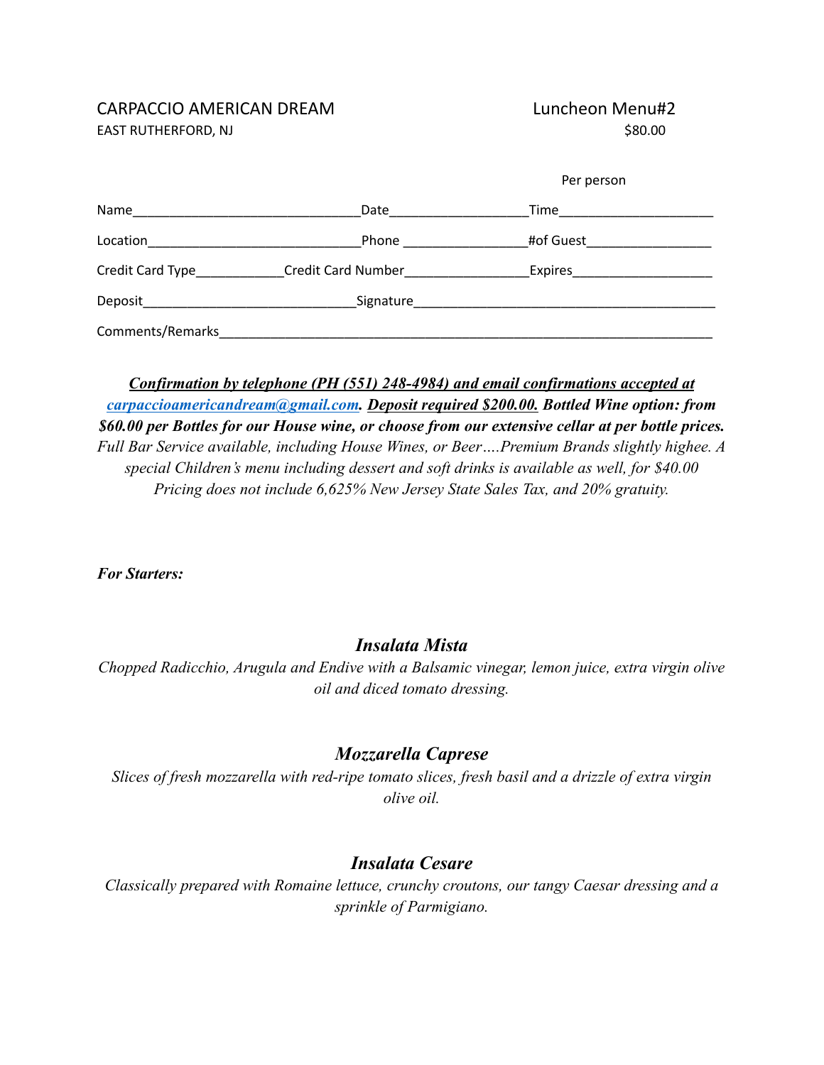CARPACCIO AMERICAN DREAM
EAST RUTHERFORD, NJ

Luncheon Menu#2
$80.00

Per person

Name______________________________ Date__________________ Time____________________

Location____________________________ Phone ________________ #of Guest________________

Credit Card Type___________ Credit Card Number________________ Expires__________________

Deposit____________________________ Signature_________________________________________

Comments/Remarks_______________________________________________________________________

***Confirmation by telephone (PH (551) 248-4984) and email confirmations accepted at [carpaccioamericandream@gmail.com](mailto:carpaccioamericandream@gmail.com). Deposit required $200.00. Bottled Wine option: from $60.00 per Bottles for our House wine, or choose from our extensive cellar at per bottle prices.***
*Full Bar Service available, including House Wines, or Beer….Premium Brands slightly highee. A special Children's menu including dessert and soft drinks is available as well, for $40.00 Pricing does not include 6,625% New Jersey State Sales Tax, and 20% gratuity.*

***For Starters:***

### *Insalata Mista*

*Chopped Radicchio, Arugula and Endive with a Balsamic vinegar, lemon juice, extra virgin olive oil and diced tomato dressing.*

### *Mozzarella Caprese*

*Slices of fresh mozzarella with red-ripe tomato slices, fresh basil and a drizzle of extra virgin olive oil.*

### *Insalata Cesare*

*Classically prepared with Romaine lettuce, crunchy croutons, our tangy Caesar dressing and a sprinkle of Parmigiano.*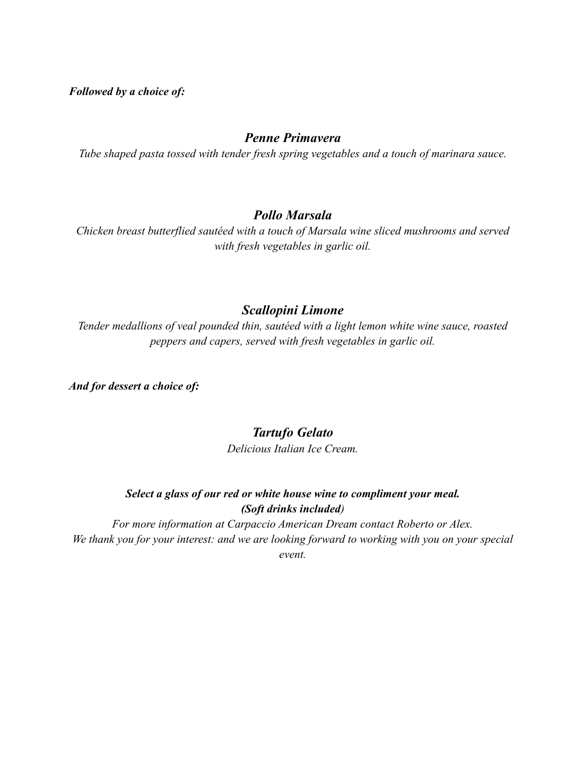***Followed by a choice of:***

### ***Penne Primavera***

*Tube shaped pasta tossed with tender fresh spring vegetables and a touch of marinara sauce.*

### ***Pollo Marsala***

*Chicken breast butterflied sautéed with a touch of Marsala wine sliced mushrooms and served with fresh vegetables in garlic oil.*

### ***Scallopini Limone***

*Tender medallions of veal pounded thin, sautéed with a light lemon white wine sauce, roasted peppers and capers, served with fresh vegetables in garlic oil.*

***And for dessert a choice of:***

### ***Tartufo Gelato***

*Delicious Italian Ice Cream.*

***Select a glass of our red or white house wine to compliment your meal.***
***(Soft drinks included)***

*For more information at Carpaccio American Dream contact Roberto or Alex.*
*We thank you for your interest: and we are looking forward to working with you on your special event.*